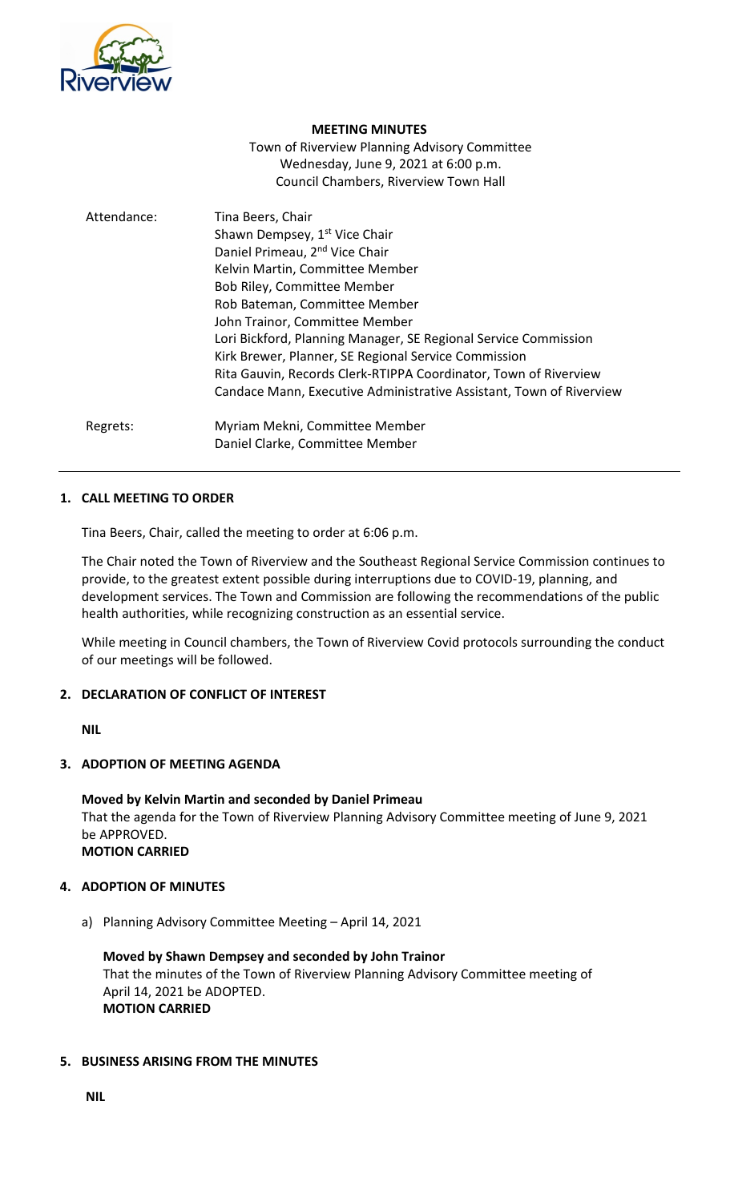**MEETING MINUTES**

Town of Riverview Planning Advisory Committee
Wednesday, June 9, 2021 at 6:00 p.m.
Council Chambers, Riverview Town Hall

Attendance:
- Tina Beers, Chair
- Shawn Dempsey, 1st Vice Chair
- Daniel Primeau, 2nd Vice Chair
- Kelvin Martin, Committee Member
- Bob Riley, Committee Member
- Rob Bateman, Committee Member
- John Trainor, Committee Member
- Lori Bickford, Planning Manager, SE Regional Service Commission
- Kirk Brewer, Planner, SE Regional Service Commission
- Rita Gauvin, Records Clerk-RTIPPA Coordinator, Town of Riverview
- Candace Mann, Executive Administrative Assistant, Town of Riverview

Regrets:
- Myriam Mekni, Committee Member
- Daniel Clarke, Committee Member

## 1. CALL MEETING TO ORDER

Tina Beers, Chair, called the meeting to order at 6:06 p.m.

The Chair noted the Town of Riverview and the Southeast Regional Service Commission continues to provide, to the greatest extent possible during interruptions due to COVID-19, planning, and development services. The Town and Commission are following the recommendations of the public health authorities, while recognizing construction as an essential service.

While meeting in Council chambers, the Town of Riverview Covid protocols surrounding the conduct of our meetings will be followed.

## 2. DECLARATION OF CONFLICT OF INTEREST

**NIL**

## 3. ADOPTION OF MEETING AGENDA

**Moved by Kelvin Martin and seconded by Daniel Primeau**
That the agenda for the Town of Riverview Planning Advisory Committee meeting of June 9, 2021 be APPROVED.
**MOTION CARRIED**

## 4. ADOPTION OF MINUTES

a) Planning Advisory Committee Meeting – April 14, 2021

**Moved by Shawn Dempsey and seconded by John Trainor**
That the minutes of the Town of Riverview Planning Advisory Committee meeting of April 14, 2021 be ADOPTED.
**MOTION CARRIED**

## 5. BUSINESS ARISING FROM THE MINUTES

**NIL**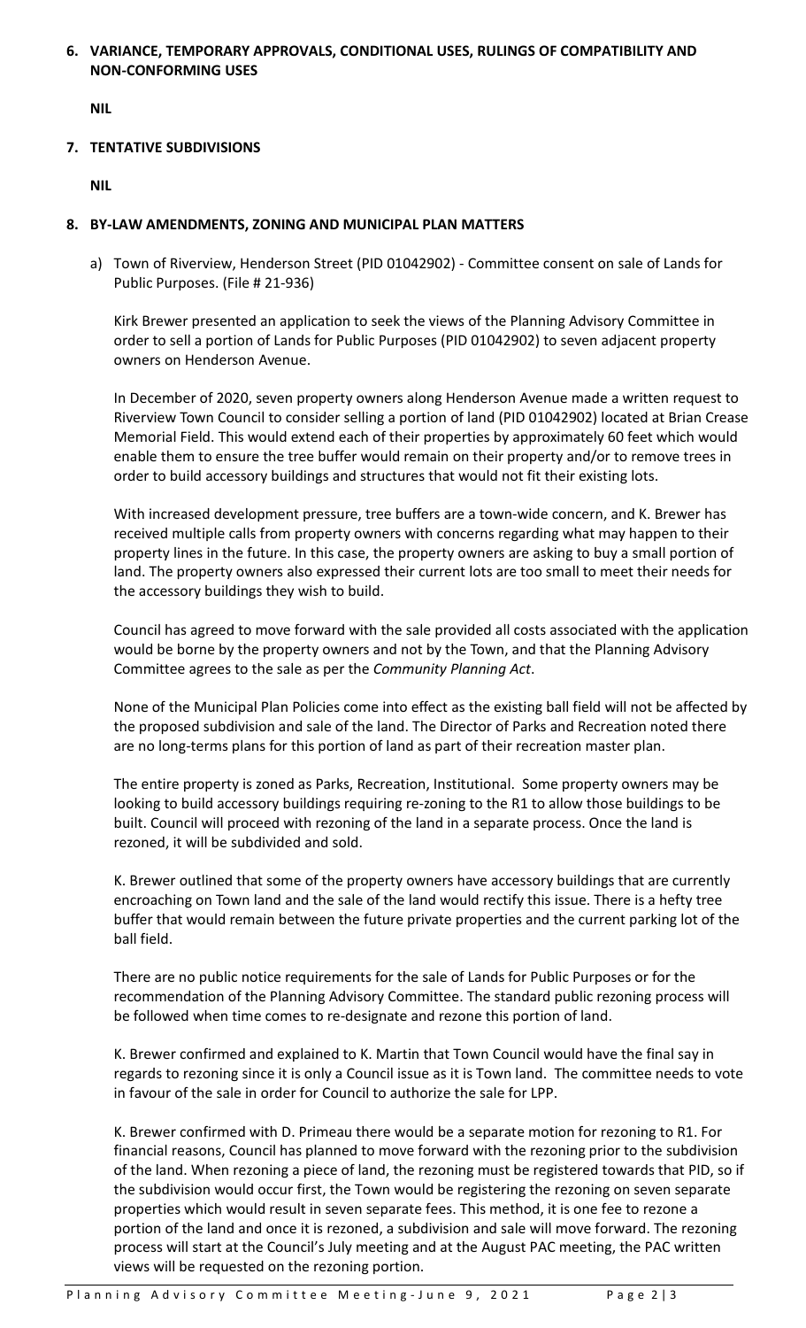## 6. VARIANCE, TEMPORARY APPROVALS, CONDITIONAL USES, RULINGS OF COMPATIBILITY AND NON-CONFORMING USES

**NIL**

## 7. TENTATIVE SUBDIVISIONS

**NIL**

## 8. BY-LAW AMENDMENTS, ZONING AND MUNICIPAL PLAN MATTERS

a) Town of Riverview, Henderson Street (PID 01042902) - Committee consent on sale of Lands for Public Purposes. (File # 21-936)

Kirk Brewer presented an application to seek the views of the Planning Advisory Committee in order to sell a portion of Lands for Public Purposes (PID 01042902) to seven adjacent property owners on Henderson Avenue.

In December of 2020, seven property owners along Henderson Avenue made a written request to Riverview Town Council to consider selling a portion of land (PID 01042902) located at Brian Crease Memorial Field. This would extend each of their properties by approximately 60 feet which would enable them to ensure the tree buffer would remain on their property and/or to remove trees in order to build accessory buildings and structures that would not fit their existing lots.

With increased development pressure, tree buffers are a town-wide concern, and K. Brewer has received multiple calls from property owners with concerns regarding what may happen to their property lines in the future. In this case, the property owners are asking to buy a small portion of land. The property owners also expressed their current lots are too small to meet their needs for the accessory buildings they wish to build.

Council has agreed to move forward with the sale provided all costs associated with the application would be borne by the property owners and not by the Town, and that the Planning Advisory Committee agrees to the sale as per the *Community Planning Act*.

None of the Municipal Plan Policies come into effect as the existing ball field will not be affected by the proposed subdivision and sale of the land. The Director of Parks and Recreation noted there are no long-terms plans for this portion of land as part of their recreation master plan.

The entire property is zoned as Parks, Recreation, Institutional. Some property owners may be looking to build accessory buildings requiring re-zoning to the R1 to allow those buildings to be built. Council will proceed with rezoning of the land in a separate process. Once the land is rezoned, it will be subdivided and sold.

K. Brewer outlined that some of the property owners have accessory buildings that are currently encroaching on Town land and the sale of the land would rectify this issue. There is a hefty tree buffer that would remain between the future private properties and the current parking lot of the ball field.

There are no public notice requirements for the sale of Lands for Public Purposes or for the recommendation of the Planning Advisory Committee. The standard public rezoning process will be followed when time comes to re-designate and rezone this portion of land.

K. Brewer confirmed and explained to K. Martin that Town Council would have the final say in regards to rezoning since it is only a Council issue as it is Town land. The committee needs to vote in favour of the sale in order for Council to authorize the sale for LPP.

K. Brewer confirmed with D. Primeau there would be a separate motion for rezoning to R1. For financial reasons, Council has planned to move forward with the rezoning prior to the subdivision of the land. When rezoning a piece of land, the rezoning must be registered towards that PID, so if the subdivision would occur first, the Town would be registering the rezoning on seven separate properties which would result in seven separate fees. This method, it is one fee to rezone a portion of the land and once it is rezoned, a subdivision and sale will move forward. The rezoning process will start at the Council's July meeting and at the August PAC meeting, the PAC written views will be requested on the rezoning portion.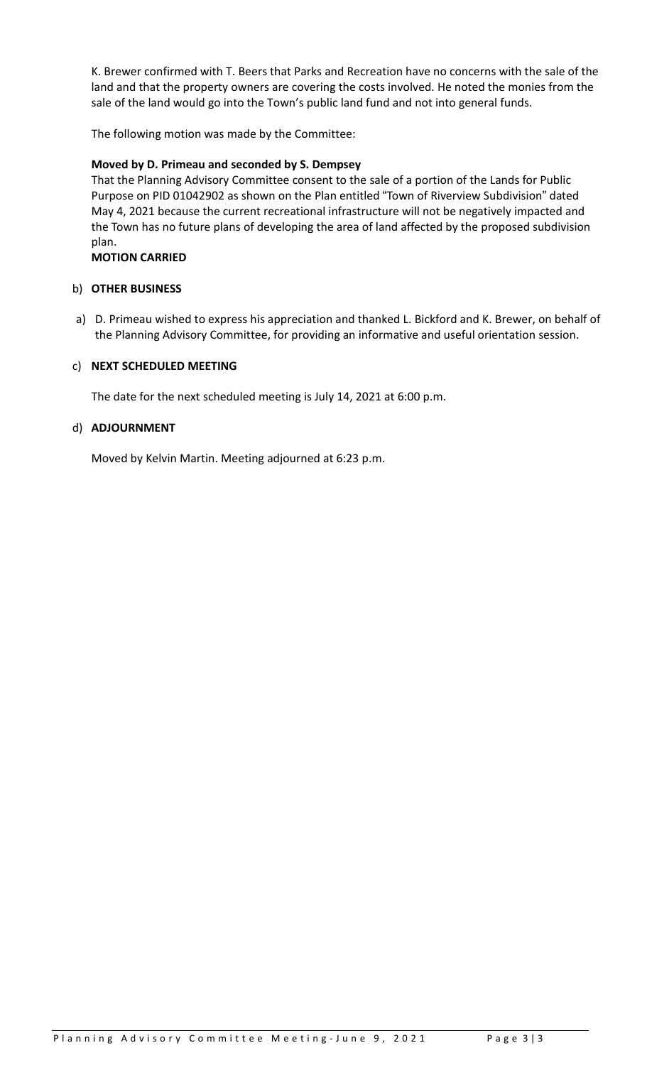K. Brewer confirmed with T. Beers that Parks and Recreation have no concerns with the sale of the land and that the property owners are covering the costs involved. He noted the monies from the sale of the land would go into the Town's public land fund and not into general funds.

The following motion was made by the Committee:

**Moved by D. Primeau and seconded by S. Dempsey**

That the Planning Advisory Committee consent to the sale of a portion of the Lands for Public Purpose on PID 01042902 as shown on the Plan entitled "Town of Riverview Subdivision" dated May 4, 2021 because the current recreational infrastructure will not be negatively impacted and the Town has no future plans of developing the area of land affected by the proposed subdivision plan.

**MOTION CARRIED**

b) **OTHER BUSINESS**

a) D. Primeau wished to express his appreciation and thanked L. Bickford and K. Brewer, on behalf of the Planning Advisory Committee, for providing an informative and useful orientation session.

c) **NEXT SCHEDULED MEETING**

The date for the next scheduled meeting is July 14, 2021 at 6:00 p.m.

d) **ADJOURNMENT**

Moved by Kelvin Martin. Meeting adjourned at 6:23 p.m.